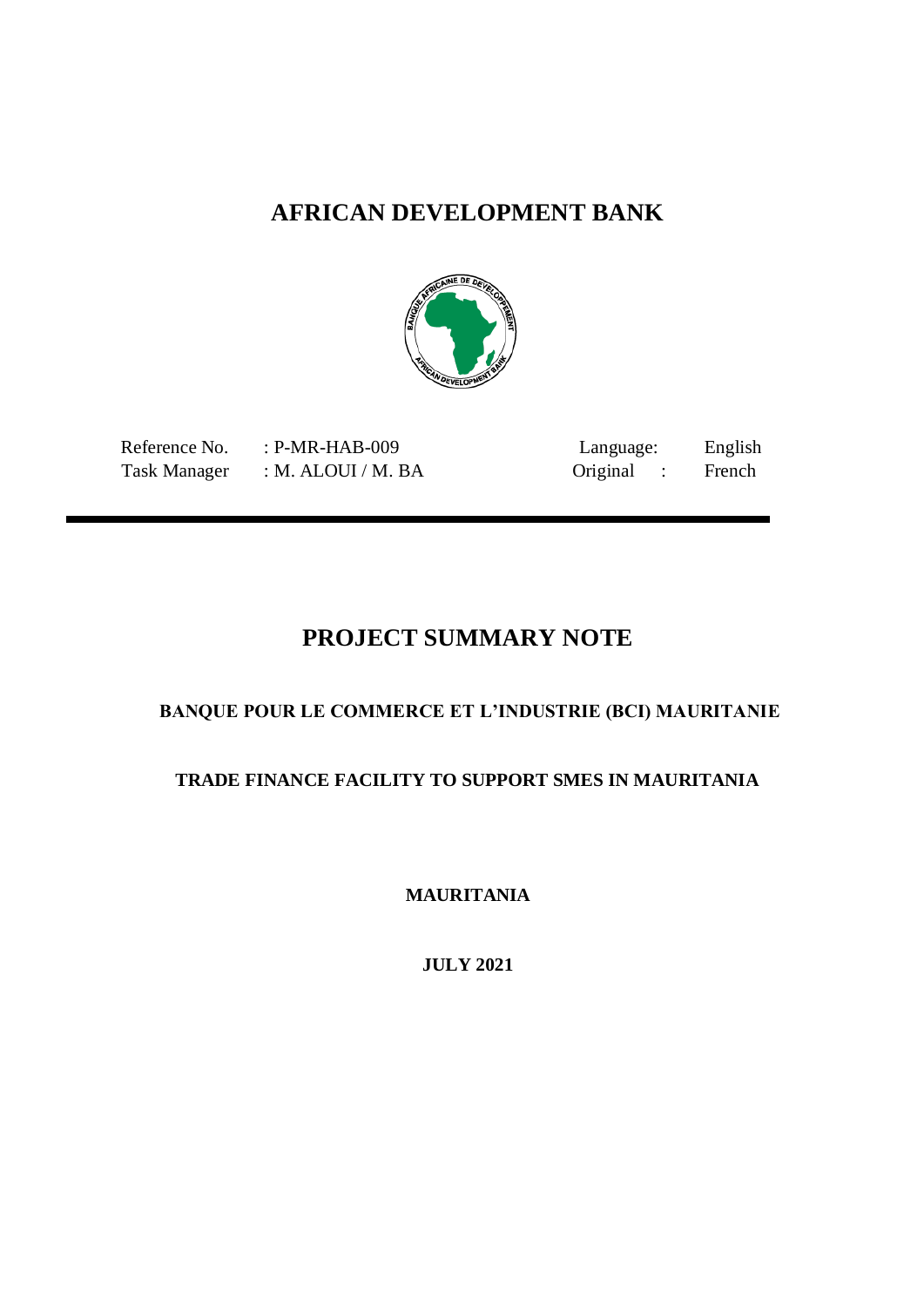# AFRICAN DEVELOPMENT BANK

| Reference No. | : P-MR-HAB-009 | Language: | English |
|---|---|---|---|
| Task Manager | : M. ALOUI / M. BA | Original : | French |

---

# PROJECT SUMMARY NOTE

## BANQUE POUR LE COMMERCE ET L'INDUSTRIE (BCI) MAURITANIE

## TRADE FINANCE FACILITY TO SUPPORT SMES IN MAURITANIA

**MAURITANIA**

**JULY 2021**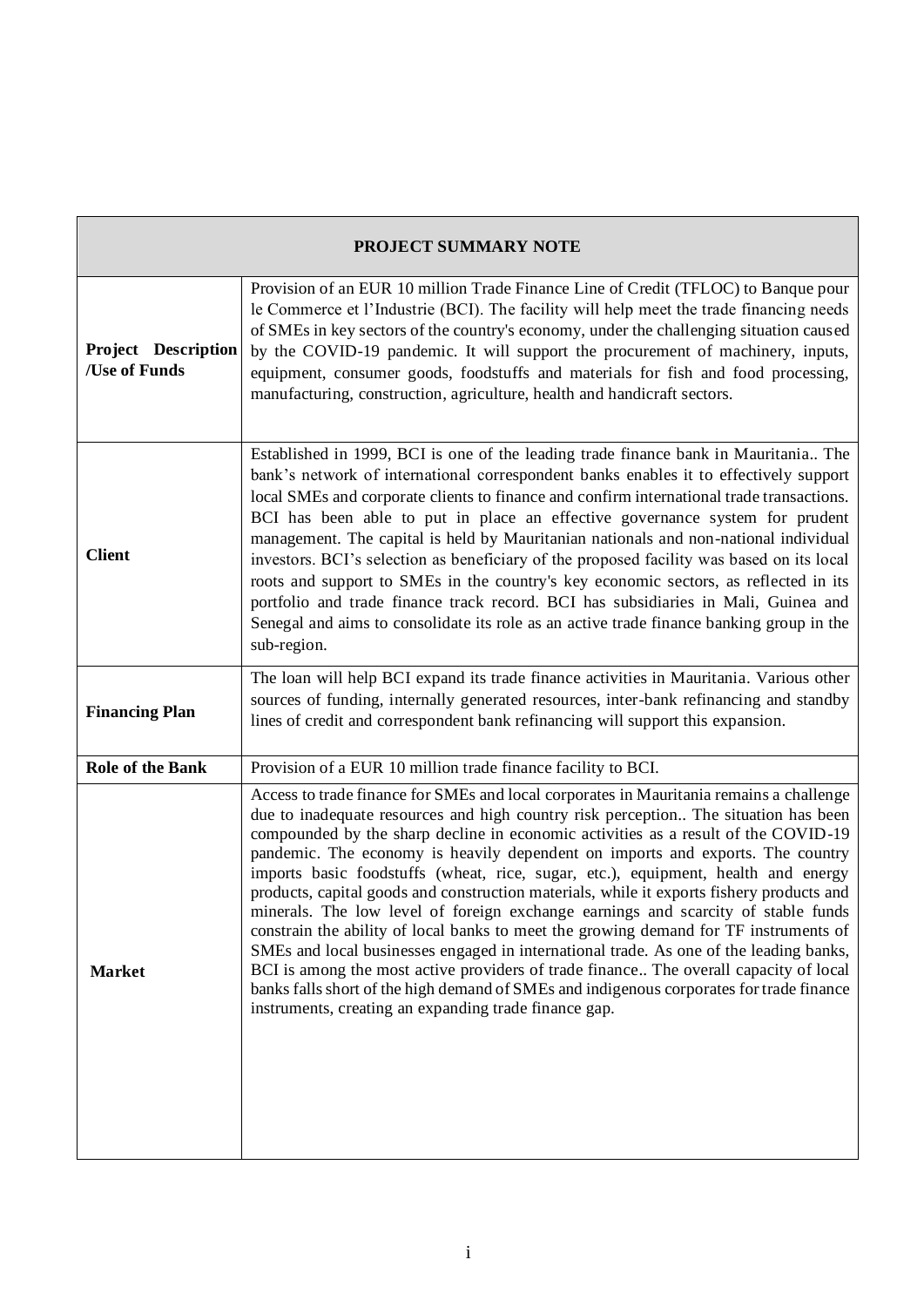| PROJECT SUMMARY NOTE | |
|---|---|
| **Project Description /Use of Funds** | Provision of an EUR 10 million Trade Finance Line of Credit (TFLOC) to Banque pour le Commerce et l'Industrie (BCI). The facility will help meet the trade financing needs of SMEs in key sectors of the country's economy, under the challenging situation caused by the COVID-19 pandemic. It will support the procurement of machinery, inputs, equipment, consumer goods, foodstuffs and materials for fish and food processing, manufacturing, construction, agriculture, health and handicraft sectors. |
| **Client** | Established in 1999, BCI is one of the leading trade finance bank in Mauritania.. The bank's network of international correspondent banks enables it to effectively support local SMEs and corporate clients to finance and confirm international trade transactions. BCI has been able to put in place an effective governance system for prudent management. The capital is held by Mauritanian nationals and non-national individual investors. BCI's selection as beneficiary of the proposed facility was based on its local roots and support to SMEs in the country's key economic sectors, as reflected in its portfolio and trade finance track record. BCI has subsidiaries in Mali, Guinea and Senegal and aims to consolidate its role as an active trade finance banking group in the sub-region. |
| **Financing Plan** | The loan will help BCI expand its trade finance activities in Mauritania. Various other sources of funding, internally generated resources, inter-bank refinancing and standby lines of credit and correspondent bank refinancing will support this expansion. |
| **Role of the Bank** | Provision of a EUR 10 million trade finance facility to BCI. |
| **Market** | Access to trade finance for SMEs and local corporates in Mauritania remains a challenge due to inadequate resources and high country risk perception.. The situation has been compounded by the sharp decline in economic activities as a result of the COVID-19 pandemic. The economy is heavily dependent on imports and exports. The country imports basic foodstuffs (wheat, rice, sugar, etc.), equipment, health and energy products, capital goods and construction materials, while it exports fishery products and minerals. The low level of foreign exchange earnings and scarcity of stable funds constrain the ability of local banks to meet the growing demand for TF instruments of SMEs and local businesses engaged in international trade. As one of the leading banks, BCI is among the most active providers of trade finance.. The overall capacity of local banks falls short of the high demand of SMEs and indigenous corporates for trade finance instruments, creating an expanding trade finance gap. |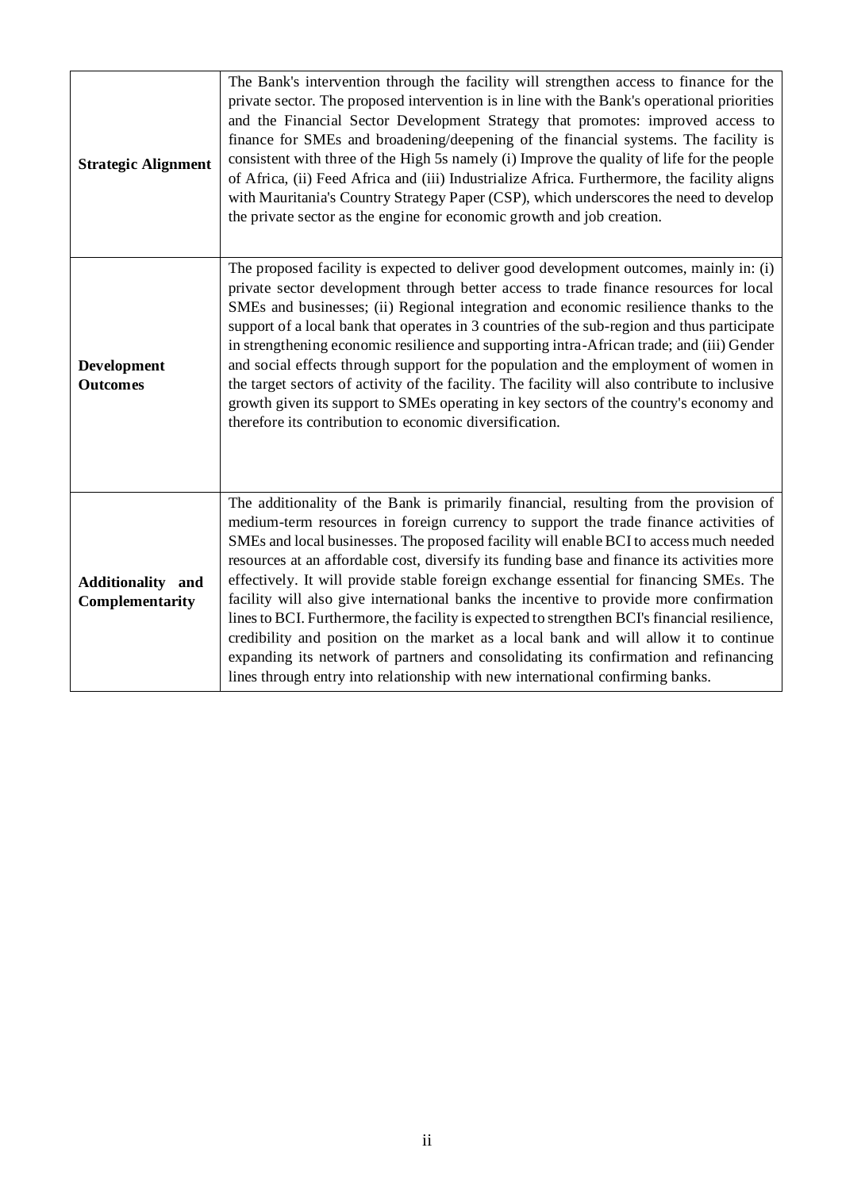| | |
|---|---|
| **Strategic Alignment** | The Bank's intervention through the facility will strengthen access to finance for the private sector. The proposed intervention is in line with the Bank's operational priorities and the Financial Sector Development Strategy that promotes: improved access to finance for SMEs and broadening/deepening of the financial systems. The facility is consistent with three of the High 5s namely (i) Improve the quality of life for the people of Africa, (ii) Feed Africa and (iii) Industrialize Africa. Furthermore, the facility aligns with Mauritania's Country Strategy Paper (CSP), which underscores the need to develop the private sector as the engine for economic growth and job creation. |
| **Development Outcomes** | The proposed facility is expected to deliver good development outcomes, mainly in: (i) private sector development through better access to trade finance resources for local SMEs and businesses; (ii) Regional integration and economic resilience thanks to the support of a local bank that operates in 3 countries of the sub-region and thus participate in strengthening economic resilience and supporting intra-African trade; and (iii) Gender and social effects through support for the population and the employment of women in the target sectors of activity of the facility. The facility will also contribute to inclusive growth given its support to SMEs operating in key sectors of the country's economy and therefore its contribution to economic diversification. |
| **Additionality and Complementarity** | The additionality of the Bank is primarily financial, resulting from the provision of medium-term resources in foreign currency to support the trade finance activities of SMEs and local businesses. The proposed facility will enable BCI to access much needed resources at an affordable cost, diversify its funding base and finance its activities more effectively. It will provide stable foreign exchange essential for financing SMEs. The facility will also give international banks the incentive to provide more confirmation lines to BCI. Furthermore, the facility is expected to strengthen BCI's financial resilience, credibility and position on the market as a local bank and will allow it to continue expanding its network of partners and consolidating its confirmation and refinancing lines through entry into relationship with new international confirming banks. |